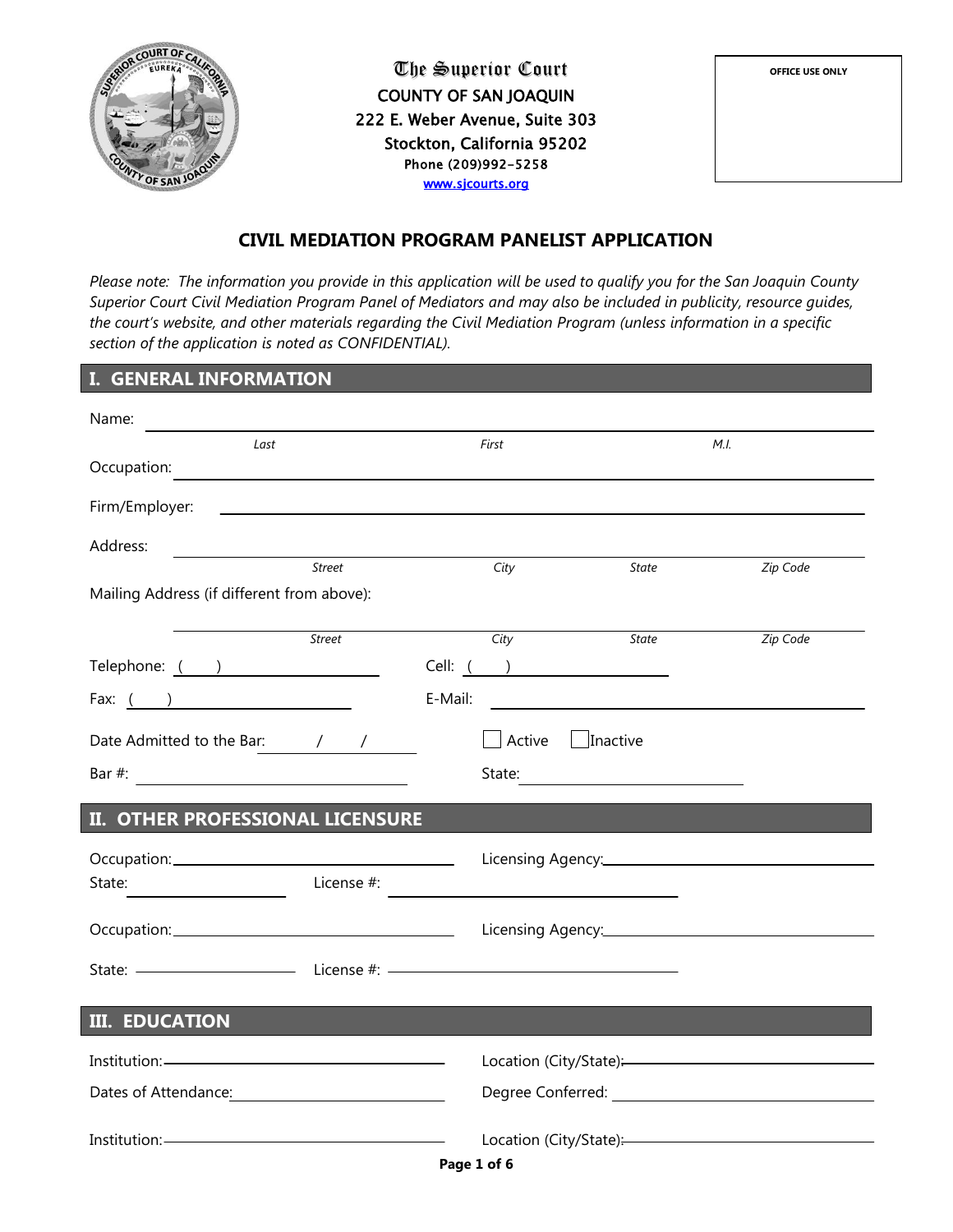The Superior Court
COUNTY OF SAN JOAQUIN
222 E. Weber Avenue, Suite 303
Stockton, California 95202
Phone (209)992-5258
www.sjcourts.org

OFFICE USE ONLY

# CIVIL MEDIATION PROGRAM PANELIST APPLICATION

*Please note: The information you provide in this application will be used to qualify you for the San Joaquin County Superior Court Civil Mediation Program Panel of Mediators and may also be included in publicity, resource guides, the court's website, and other materials regarding the Civil Mediation Program (unless information in a specific section of the application is noted as CONFIDENTIAL).*

## I. GENERAL INFORMATION

Name: ______________________________________________
*Last* *First* *M.I.*

Occupation: ______________________________________________

Firm/Employer: ______________________________________________

Address: ______________________________________________
*Street* *City* *State* *Zip Code*

Mailing Address (if different from above):

______________________________________________
*Street* *City* *State* *Zip Code*

Telephone: ( ) ____________ Cell: ( ) ____________

Fax: ( ) ____________ E-Mail: ____________

Date Admitted to the Bar: ___/___/___ ☐ Active ☐ Inactive

Bar #: ____________ State: ____________

## II. OTHER PROFESSIONAL LICENSURE

Occupation: ____________ Licensing Agency: ____________

State: ____________ License #: ____________

Occupation: ____________ Licensing Agency: ____________

State: ____________ License #: ____________

## III. EDUCATION

Institution: ____________ Location (City/State): ____________

Dates of Attendance: ____________ Degree Conferred: ____________

Institution: ____________ Location (City/State): ____________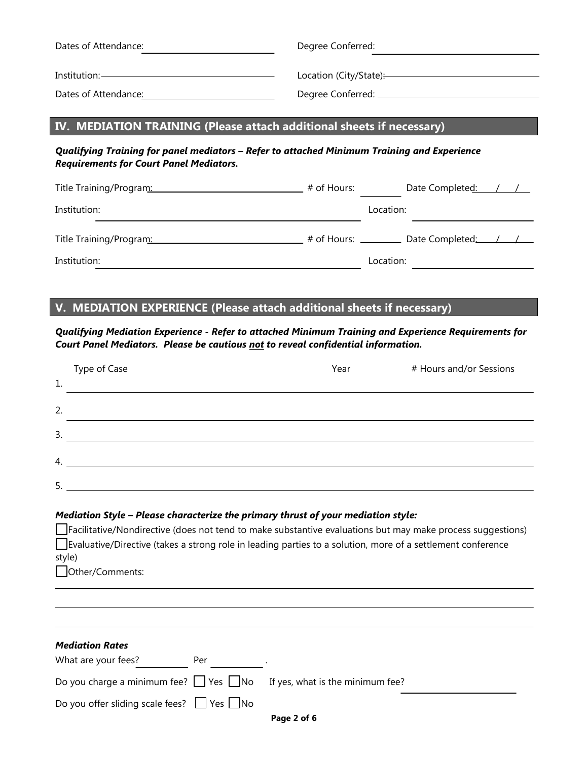Dates of Attendance: ______________________ Degree Conferred: ______________________

Institution: ______________________ Location (City/State): ______________________

Dates of Attendance: ______________________ Degree Conferred: ______________________

## IV. MEDIATION TRAINING (Please attach additional sheets if necessary)

***Qualifying Training for panel mediators – Refer to attached Minimum Training and Experience Requirements for Court Panel Mediators.***

Title Training/Program: ______________________ # of Hours: ________ Date Completed: ___/___/___

Institution: ______________________ Location: ______________________

Title Training/Program: ______________________ # of Hours: ________ Date Completed: ___/___/___

Institution: ______________________ Location: ______________________

## V. MEDIATION EXPERIENCE (Please attach additional sheets if necessary)

***Qualifying Mediation Experience - Refer to attached Minimum Training and Experience Requirements for Court Panel Mediators. Please be cautious not to reveal confidential information.***

| | Type of Case | Year | # Hours and/or Sessions |
|---|---|---|---|
| 1. | | | |
| 2. | | | |
| 3. | | | |
| 4. | | | |
| 5. | | | |

***Mediation Style – Please characterize the primary thrust of your mediation style:***

☐ Facilitative/Nondirective (does not tend to make substantive evaluations but may make process suggestions)

☐ Evaluative/Directive (takes a strong role in leading parties to a solution, more of a settlement conference style)

☐ Other/Comments:

______________________________________________

______________________________________________

______________________________________________

***Mediation Rates***

What are your fees? ________ Per ________.

Do you charge a minimum fee? ☐ Yes ☐ No If yes, what is the minimum fee? ______________________

Do you offer sliding scale fees? ☐ Yes ☐ No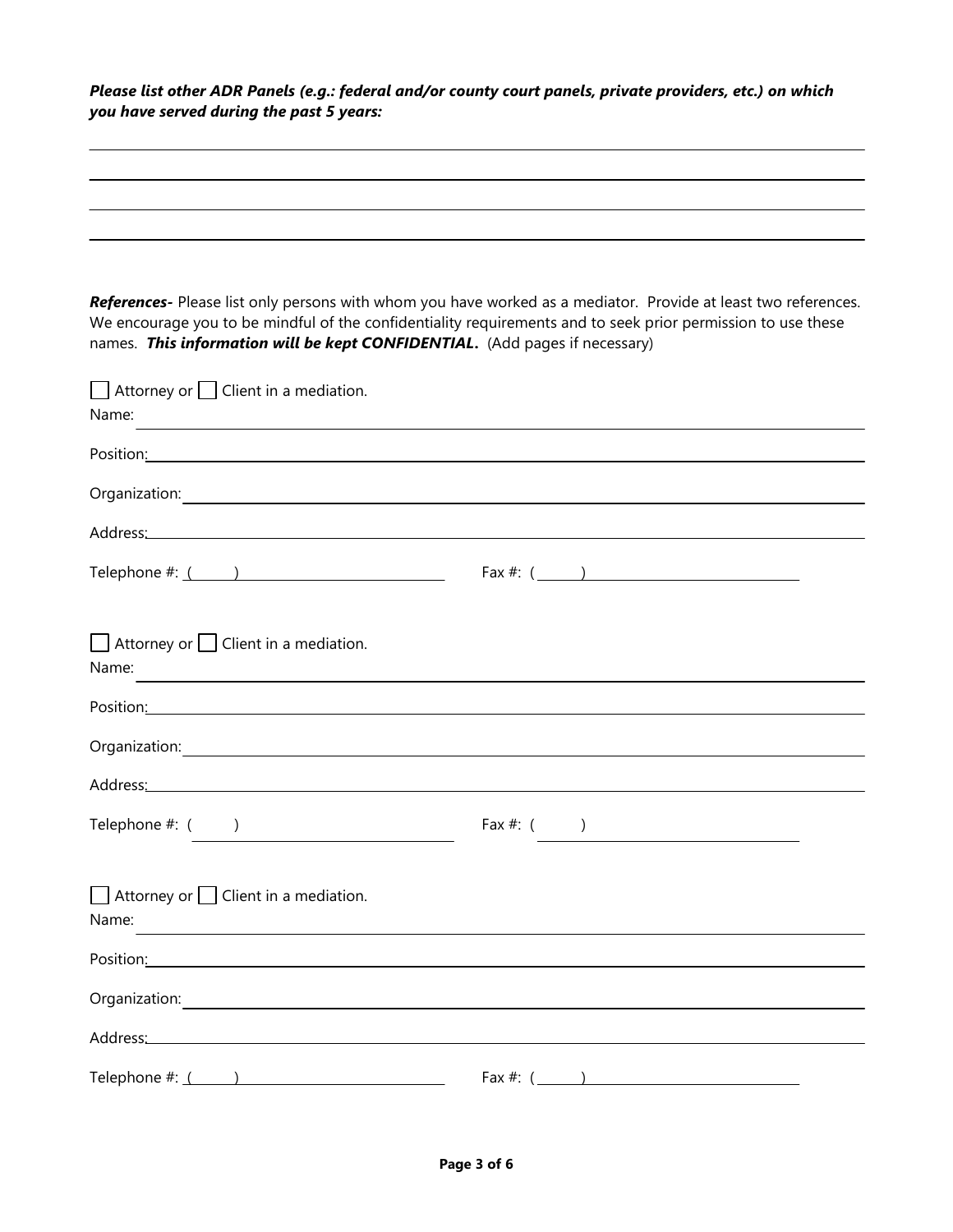***Please list other ADR Panels (e.g.: federal and/or county court panels, private providers, etc.) on which you have served during the past 5 years:***

_______________________________________________________________________________

_______________________________________________________________________________

_______________________________________________________________________________

_______________________________________________________________________________

***References-*** Please list only persons with whom you have worked as a mediator. Provide at least two references. We encourage you to be mindful of the confidentiality requirements and to seek prior permission to use these names. ***This information will be kept CONFIDENTIAL.*** (Add pages if necessary)

☐ Attorney or ☐ Client in a mediation.

Name: _______________________________________________________________________

Position: _____________________________________________________________________

Organization: _________________________________________________________________

Address: _____________________________________________________________________

Telephone #: (     ) ____________________ Fax #: (     ) ____________________

☐ Attorney or ☐ Client in a mediation.

Name: _______________________________________________________________________

Position: _____________________________________________________________________

Organization: _________________________________________________________________

Address: _____________________________________________________________________

Telephone #: (     ) ____________________ Fax #: (     ) ____________________

☐ Attorney or ☐ Client in a mediation.

Name: _______________________________________________________________________

Position: _____________________________________________________________________

Organization: _________________________________________________________________

Address: _____________________________________________________________________

Telephone #: (     ) ____________________ Fax #: (     ) ____________________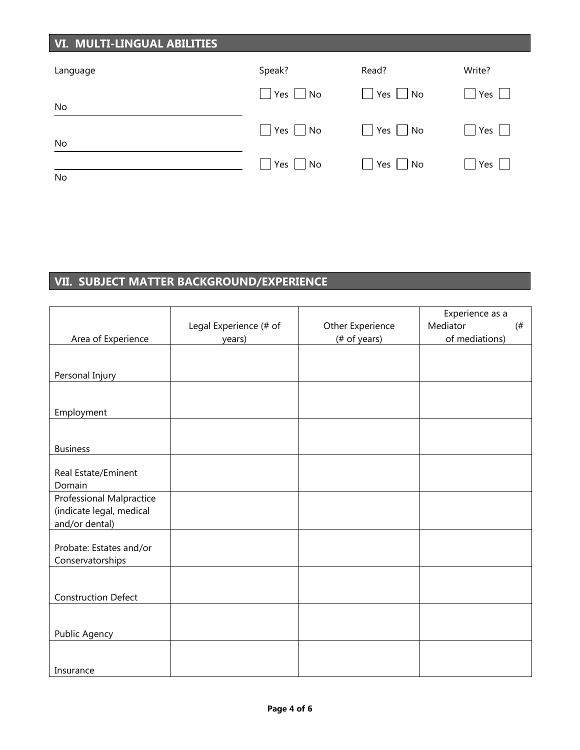## VI. MULTI-LINGUAL ABILITIES

| Language | Speak? | Read? | Write? |
|---|---|---|---|
| | ☐ Yes ☐ No | ☐ Yes ☐ No | ☐ Yes ☐ No |
| | ☐ Yes ☐ No | ☐ Yes ☐ No | ☐ Yes ☐ No |
| | ☐ Yes ☐ No | ☐ Yes ☐ No | ☐ Yes ☐ No |

## VII. SUBJECT MATTER BACKGROUND/EXPERIENCE

| Area of Experience | Legal Experience (# of years) | Other Experience (# of years) | Experience as a Mediator (# of mediations) |
|---|---|---|---|
| Personal Injury | | | |
| Employment | | | |
| Business | | | |
| Real Estate/Eminent Domain | | | |
| Professional Malpractice (indicate legal, medical and/or dental) | | | |
| Probate: Estates and/or Conservatorships | | | |
| Construction Defect | | | |
| Public Agency | | | |
| Insurance | | | |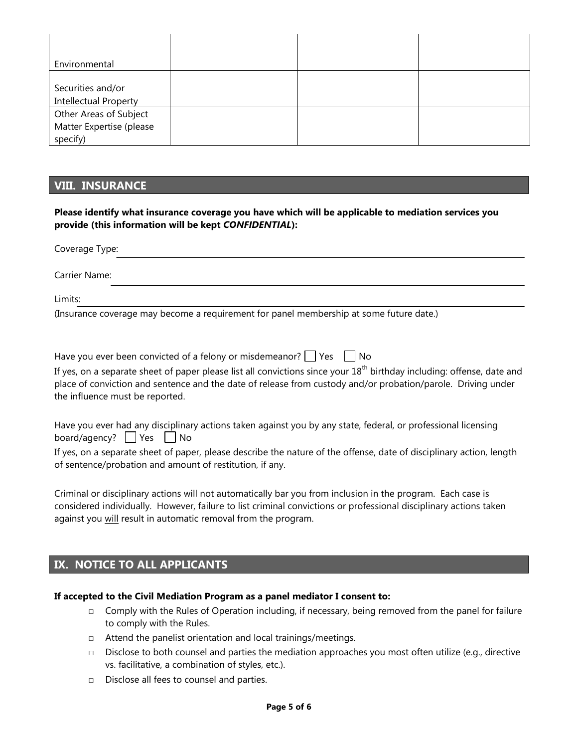| | | | |
|---|---|---|---|
| Environmental | | | |
| Securities and/or Intellectual Property | | | |
| Other Areas of Subject Matter Expertise (please specify) | | | |

## VIII. INSURANCE

**Please identify what insurance coverage you have which will be applicable to mediation services you provide (this information will be kept *CONFIDENTIAL*):**

Coverage Type: ______________________________

Carrier Name: ______________________________

Limits: ______________________________

(Insurance coverage may become a requirement for panel membership at some future date.)

Have you ever been convicted of a felony or misdemeanor? ☐ Yes ☐ No

If yes, on a separate sheet of paper please list all convictions since your 18th birthday including: offense, date and place of conviction and sentence and the date of release from custody and/or probation/parole. Driving under the influence must be reported.

Have you ever had any disciplinary actions taken against you by any state, federal, or professional licensing board/agency? ☐ Yes ☐ No

If yes, on a separate sheet of paper, please describe the nature of the offense, date of disciplinary action, length of sentence/probation and amount of restitution, if any.

Criminal or disciplinary actions will not automatically bar you from inclusion in the program. Each case is considered individually. However, failure to list criminal convictions or professional disciplinary actions taken against you will result in automatic removal from the program.

## IX. NOTICE TO ALL APPLICANTS

**If accepted to the Civil Mediation Program as a panel mediator I consent to:**

- ☐ Comply with the Rules of Operation including, if necessary, being removed from the panel for failure to comply with the Rules.
- ☐ Attend the panelist orientation and local trainings/meetings.
- ☐ Disclose to both counsel and parties the mediation approaches you most often utilize (e.g., directive vs. facilitative, a combination of styles, etc.).
- ☐ Disclose all fees to counsel and parties.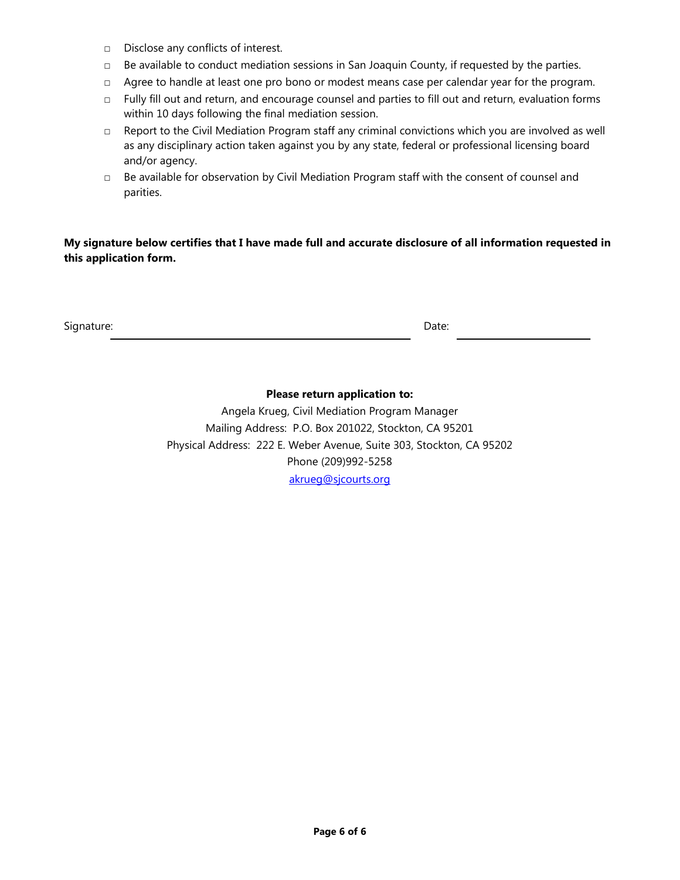- □ Disclose any conflicts of interest.
- □ Be available to conduct mediation sessions in San Joaquin County, if requested by the parties.
- □ Agree to handle at least one pro bono or modest means case per calendar year for the program.
- □ Fully fill out and return, and encourage counsel and parties to fill out and return, evaluation forms within 10 days following the final mediation session.
- □ Report to the Civil Mediation Program staff any criminal convictions which you are involved as well as any disciplinary action taken against you by any state, federal or professional licensing board and/or agency.
- □ Be available for observation by Civil Mediation Program staff with the consent of counsel and parities.

**My signature below certifies that I have made full and accurate disclosure of all information requested in this application form.**

Signature: ______________________________ Date: ______________

**Please return application to:**

Angela Krueg, Civil Mediation Program Manager
Mailing Address: P.O. Box 201022, Stockton, CA 95201
Physical Address: 222 E. Weber Avenue, Suite 303, Stockton, CA 95202
Phone (209)992-5258
akrueg@sjcourts.org